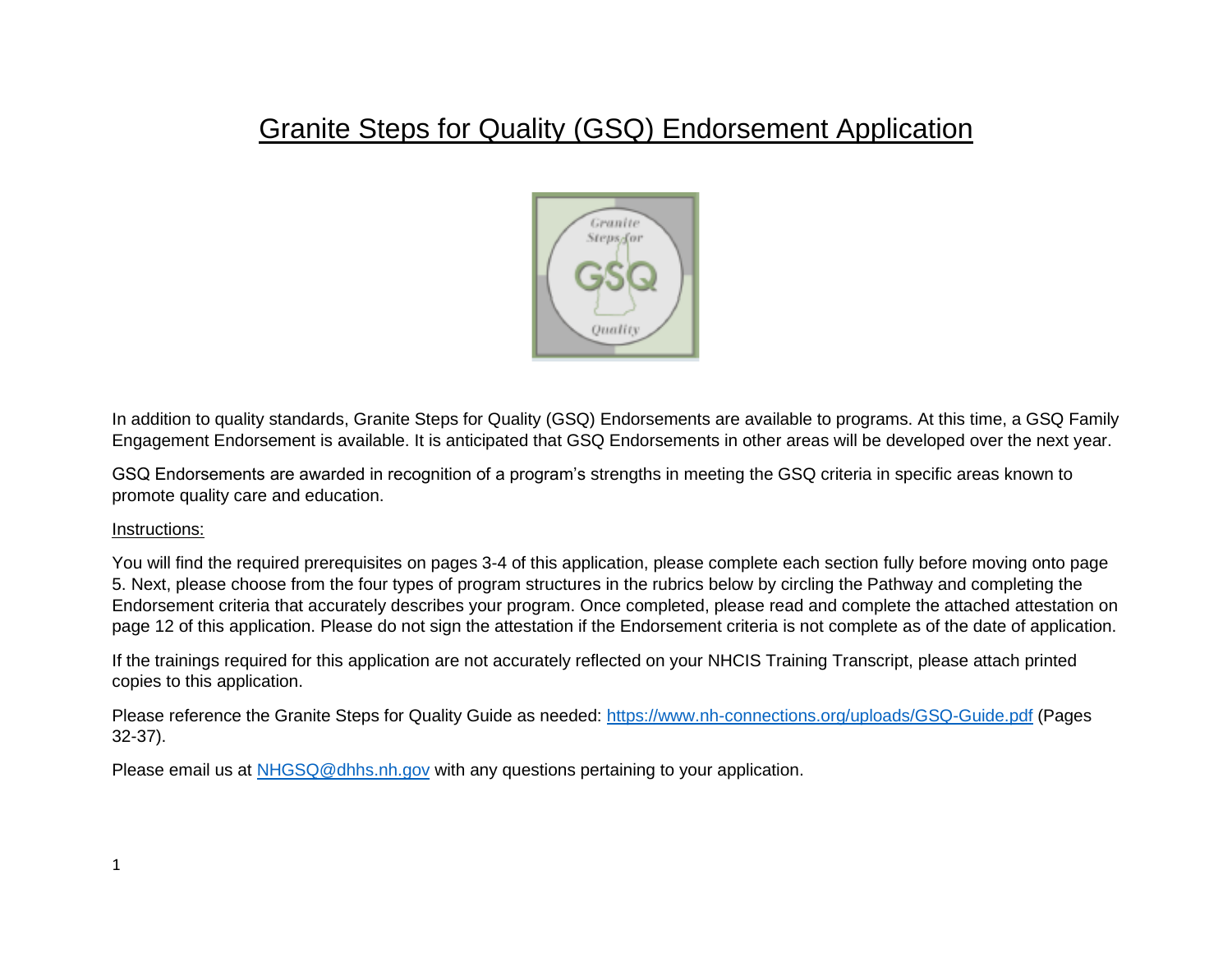# Granite Steps for Quality (GSQ) Endorsement Application

In addition to quality standards, Granite Steps for Quality (GSQ) Endorsements are available to programs. At this time, a GSQ Family Engagement Endorsement is available. It is anticipated that GSQ Endorsements in other areas will be developed over the next year.

GSQ Endorsements are awarded in recognition of a program's strengths in meeting the GSQ criteria in specific areas known to promote quality care and education.

Instructions:

You will find the required prerequisites on pages 3-4 of this application, please complete each section fully before moving onto page 5. Next, please choose from the four types of program structures in the rubrics below by circling the Pathway and completing the Endorsement criteria that accurately describes your program. Once completed, please read and complete the attached attestation on page 12 of this application. Please do not sign the attestation if the Endorsement criteria is not complete as of the date of application.

If the trainings required for this application are not accurately reflected on your NHCIS Training Transcript, please attach printed copies to this application.

Please reference the Granite Steps for Quality Guide as needed: https://www.nh-connections.org/uploads/GSQ-Guide.pdf (Pages 32-37).

Please email us at NHGSQ@dhhs.nh.gov with any questions pertaining to your application.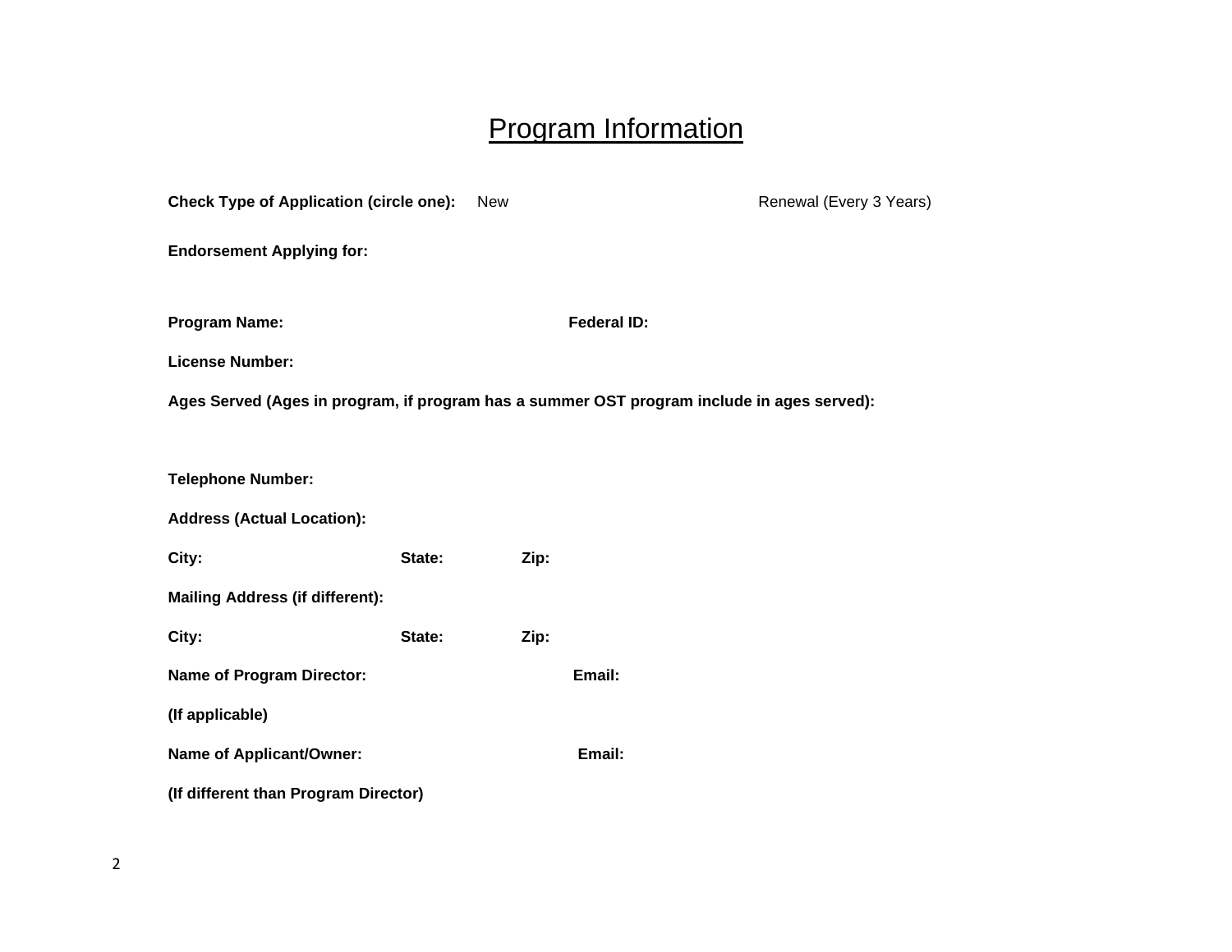# Program Information

**Check Type of Application (circle one):** New Renewal (Every 3 Years)

**Endorsement Applying for:**

**Program Name:** **Federal ID:**

**License Number:**

**Ages Served (Ages in program, if program has a summer OST program include in ages served):**

**Telephone Number:**

**Address (Actual Location):**

**City:** **State:** **Zip:**

**Mailing Address (if different):**

**City:** **State:** **Zip:**

**Name of Program Director:** **Email:**

**(If applicable)**

**Name of Applicant/Owner:** **Email:**

**(If different than Program Director)**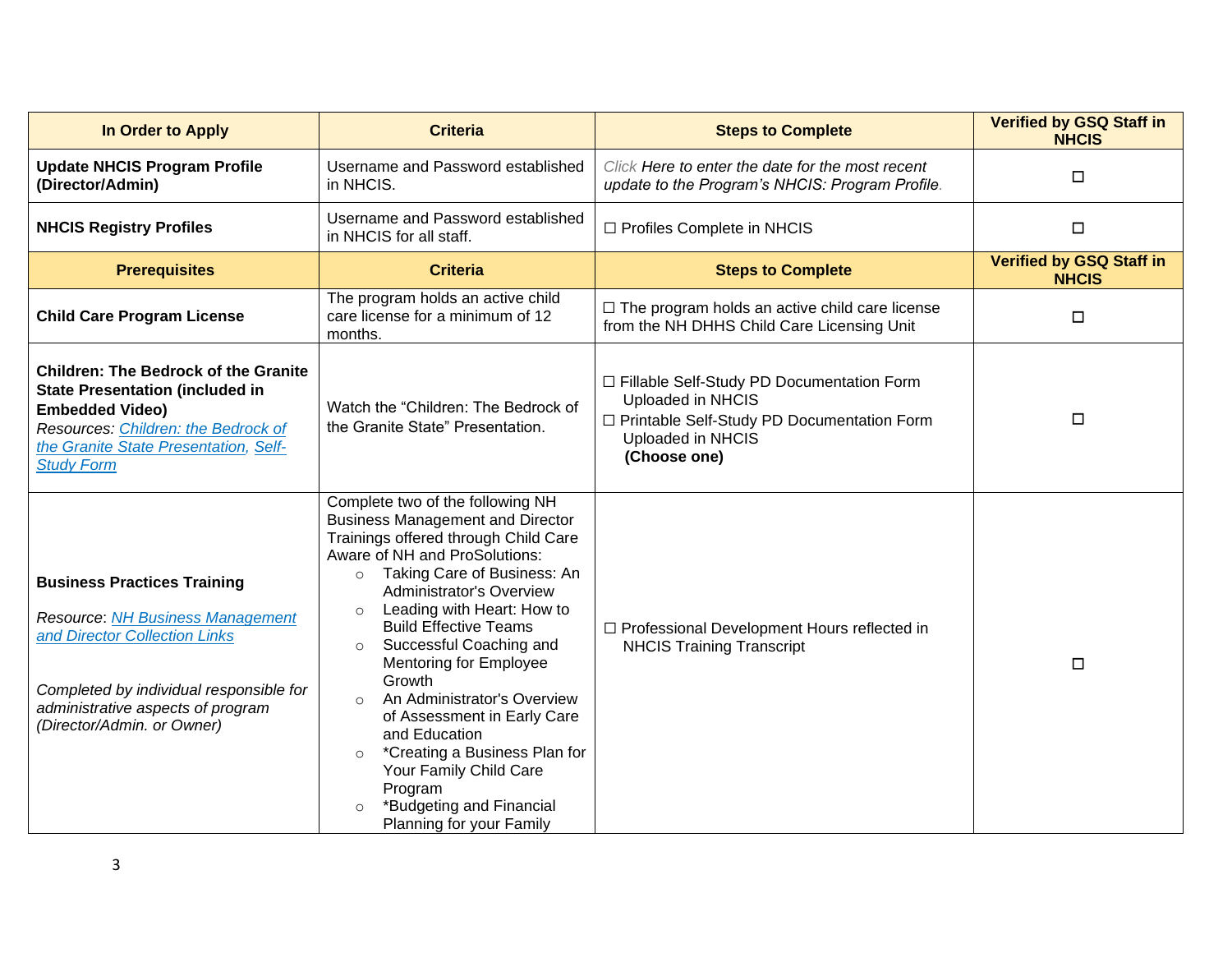| In Order to Apply | Criteria | Steps to Complete | Verified by GSQ Staff in NHCIS |
|---|---|---|---|
| **Update NHCIS Program Profile (Director/Admin)** | Username and Password established in NHCIS. | *Click Here to enter the date for the most recent update to the Program's NHCIS: Program Profile.* | ☐ |
| **NHCIS Registry Profiles** | Username and Password established in NHCIS for all staff. | ☐ Profiles Complete in NHCIS | ☐ |
| **Prerequisites** | **Criteria** | **Steps to Complete** | **Verified by GSQ Staff in NHCIS** |
| **Child Care Program License** | The program holds an active child care license for a minimum of 12 months. | ☐ The program holds an active child care license from the NH DHHS Child Care Licensing Unit | ☐ |
| **Children: The Bedrock of the Granite State Presentation (included in Embedded Video)** *Resources: Children: the Bedrock of the Granite State Presentation, Self-Study Form* | Watch the "Children: The Bedrock of the Granite State" Presentation. | ☐ Fillable Self-Study PD Documentation Form Uploaded in NHCIS<br>☐ Printable Self-Study PD Documentation Form Uploaded in NHCIS<br>**(Choose one)** | ☐ |
| **Business Practices Training**<br><br>*Resource*: *NH Business Management and Director Collection Links*<br><br>*Completed by individual responsible for administrative aspects of program (Director/Admin. or Owner)* | Complete two of the following NH Business Management and Director Trainings offered through Child Care Aware of NH and ProSolutions:<br>○ Taking Care of Business: An Administrator's Overview<br>○ Leading with Heart: How to Build Effective Teams<br>○ Successful Coaching and Mentoring for Employee Growth<br>○ An Administrator's Overview of Assessment in Early Care and Education<br>○ *Creating a Business Plan for Your Family Child Care Program<br>○ *Budgeting and Financial Planning for your Family | ☐ Professional Development Hours reflected in NHCIS Training Transcript | ☐ |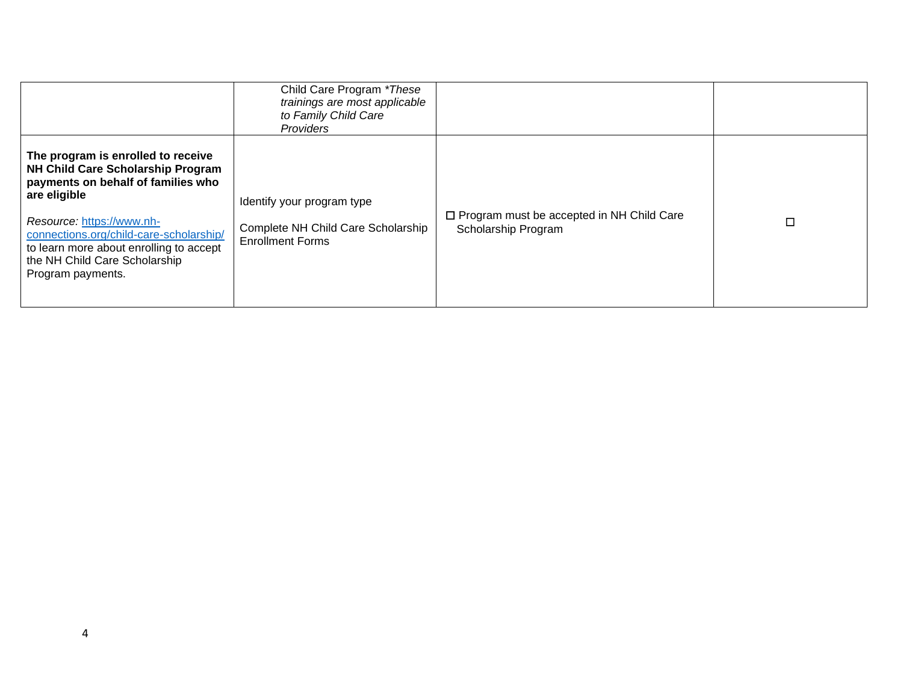| | | | |
|---|---|---|---|
| | Child Care Program **These trainings are most applicable to Family Child Care Providers* | | |
| **The program is enrolled to receive NH Child Care Scholarship Program payments on behalf of families who are eligible**<br><br>*Resource:* [https://www.nh-connections.org/child-care-scholarship/](https://www.nh-connections.org/child-care-scholarship/) to learn more about enrolling to accept the NH Child Care Scholarship Program payments. | Identify your program type<br><br>Complete NH Child Care Scholarship Enrollment Forms | ☐ Program must be accepted in NH Child Care Scholarship Program | ☐ |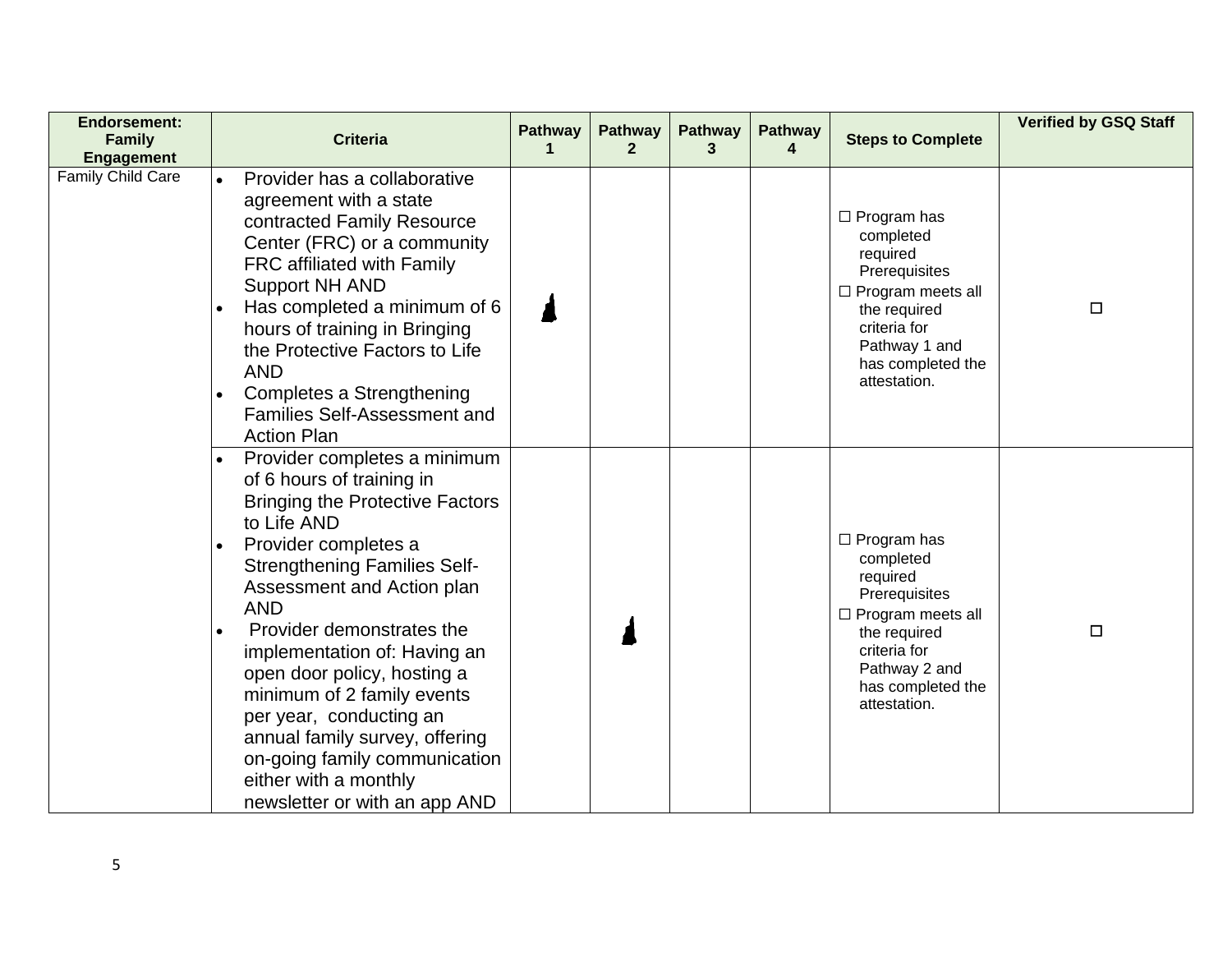| Endorsement: Family Engagement | Criteria | Pathway 1 | Pathway 2 | Pathway 3 | Pathway 4 | Steps to Complete | Verified by GSQ Staff |
|---|---|---|---|---|---|---|---|
| Family Child Care | • Provider has a collaborative agreement with a state contracted Family Resource Center (FRC) or a community FRC affiliated with Family Support NH AND<br>• Has completed a minimum of 6 hours of training in Bringing the Protective Factors to Life AND<br>• Completes a Strengthening Families Self-Assessment and Action Plan | ✓ | | | | ☐ Program has completed required Prerequisites<br>☐ Program meets all the required criteria for Pathway 1 and has completed the attestation. | ☐ |
| | • Provider completes a minimum of 6 hours of training in Bringing the Protective Factors to Life AND<br>• Provider completes a Strengthening Families Self-Assessment and Action plan AND<br>• Provider demonstrates the implementation of: Having an open door policy, hosting a minimum of 2 family events per year, conducting an annual family survey, offering on-going family communication either with a monthly newsletter or with an app AND | | ✓ | | | ☐ Program has completed required Prerequisites<br>☐ Program meets all the required criteria for Pathway 2 and has completed the attestation. | ☐ |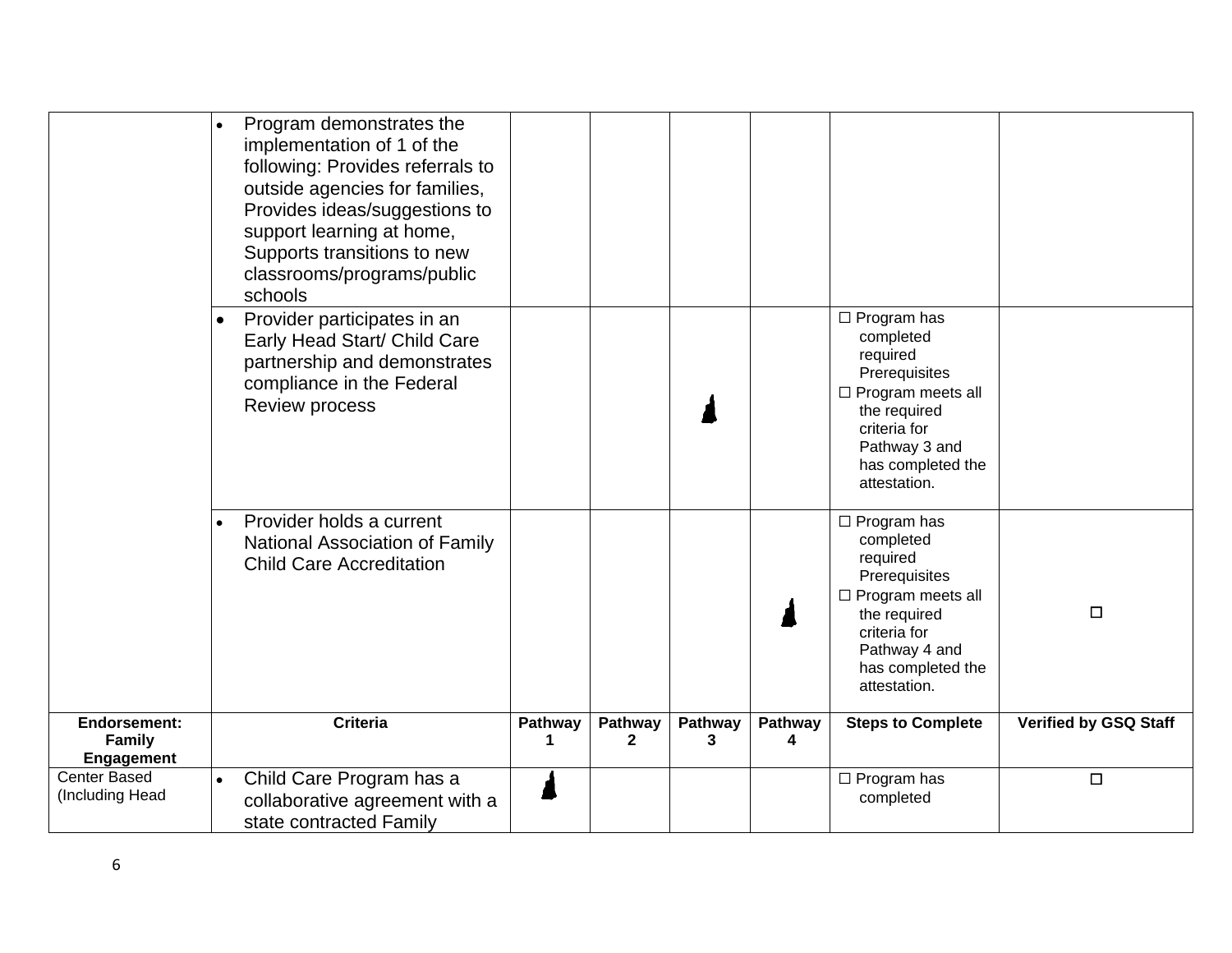| | Criteria | Pathway 1 | Pathway 2 | Pathway 3 | Pathway 4 | Steps to Complete | Verified by GSQ Staff |
|---|---|---|---|---|---|---|---|
| | • Program demonstrates the implementation of 1 of the following: Provides referrals to outside agencies for families, Provides ideas/suggestions to support learning at home, Supports transitions to new classrooms/programs/public schools | | | | | | |
| | • Provider participates in an Early Head Start/ Child Care partnership and demonstrates compliance in the Federal Review process | | | ✓ | | ☐ Program has completed required Prerequisites<br>☐ Program meets all the required criteria for Pathway 3 and has completed the attestation. | |
| | • Provider holds a current National Association of Family Child Care Accreditation | | | | ✓ | ☐ Program has completed required Prerequisites<br>☐ Program meets all the required criteria for Pathway 4 and has completed the attestation. | ☐ |
| **Endorsement: Family Engagement** | **Criteria** | **Pathway 1** | **Pathway 2** | **Pathway 3** | **Pathway 4** | **Steps to Complete** | **Verified by GSQ Staff** |
| Center Based (Including Head | • Child Care Program has a collaborative agreement with a state contracted Family | ✓ | | | | ☐ Program has completed | ☐ |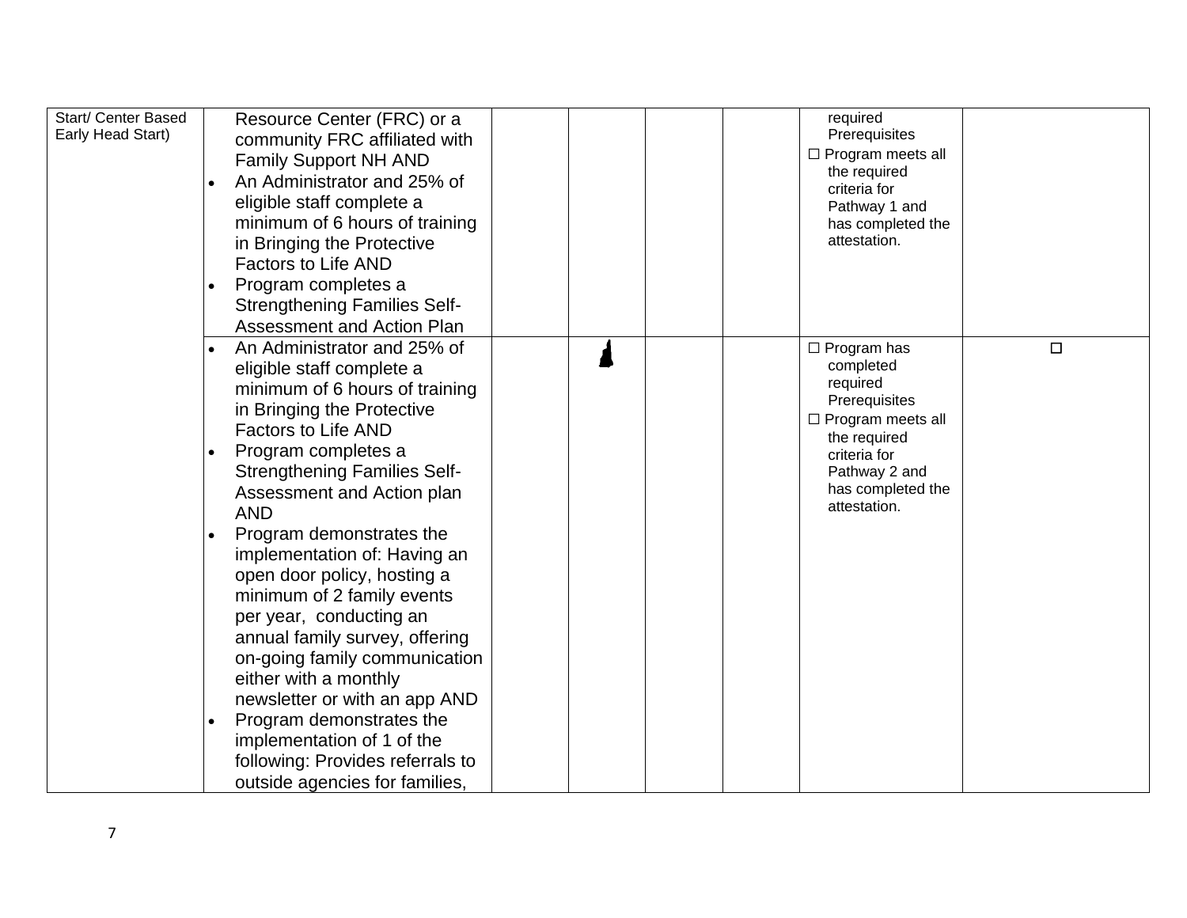| | | | | | | | |
|---|---|---|---|---|---|---|---|
| Start/ Center Based Early Head Start) | Resource Center (FRC) or a community FRC affiliated with Family Support NH AND<br>• An Administrator and 25% of eligible staff complete a minimum of 6 hours of training in Bringing the Protective Factors to Life AND<br>• Program completes a Strengthening Families Self-Assessment and Action Plan | | | | | required Prerequisites<br>☐ Program meets all the required criteria for Pathway 1 and has completed the attestation. | |
| | • An Administrator and 25% of eligible staff complete a minimum of 6 hours of training in Bringing the Protective Factors to Life AND<br>• Program completes a Strengthening Families Self-Assessment and Action plan AND<br>• Program demonstrates the implementation of: Having an open door policy, hosting a minimum of 2 family events per year, conducting an annual family survey, offering on-going family communication either with a monthly newsletter or with an app AND<br>• Program demonstrates the implementation of 1 of the following: Provides referrals to outside agencies for families, | | | | | ☐ Program has completed required Prerequisites<br>☐ Program meets all the required criteria for Pathway 2 and has completed the attestation. | ☐ |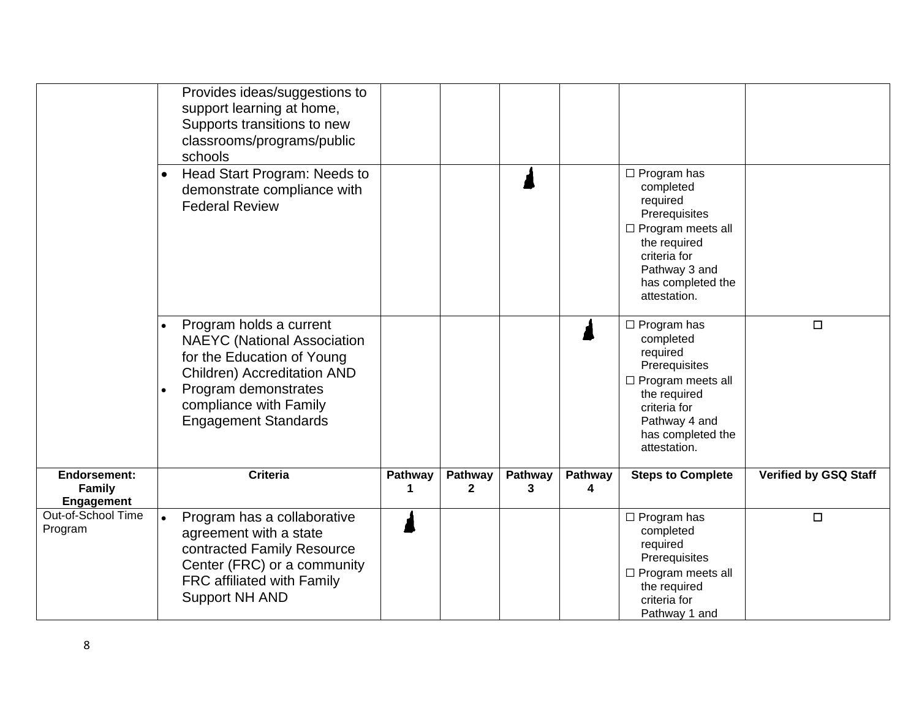| | Criteria | Pathway 1 | Pathway 2 | Pathway 3 | Pathway 4 | Steps to Complete | Verified by GSQ Staff |
|---|---|---|---|---|---|---|---|
| | Provides ideas/suggestions to support learning at home, Supports transitions to new classrooms/programs/public schools | | | | | | |
| | • Head Start Program: Needs to demonstrate compliance with Federal Review | | | ✓ | | ☐ Program has completed required Prerequisites<br>☐ Program meets all the required criteria for Pathway 3 and has completed the attestation. | |
| | • Program holds a current NAEYC (National Association for the Education of Young Children) Accreditation AND<br>• Program demonstrates compliance with Family Engagement Standards | | | | ✓ | ☐ Program has completed required Prerequisites<br>☐ Program meets all the required criteria for Pathway 4 and has completed the attestation. | ☐ |
| **Endorsement: Family Engagement** | **Criteria** | **Pathway 1** | **Pathway 2** | **Pathway 3** | **Pathway 4** | **Steps to Complete** | **Verified by GSQ Staff** |
| Out-of-School Time Program | • Program has a collaborative agreement with a state contracted Family Resource Center (FRC) or a community FRC affiliated with Family Support NH AND | ✓ | | | | ☐ Program has completed required Prerequisites<br>☐ Program meets all the required criteria for Pathway 1 and | ☐ |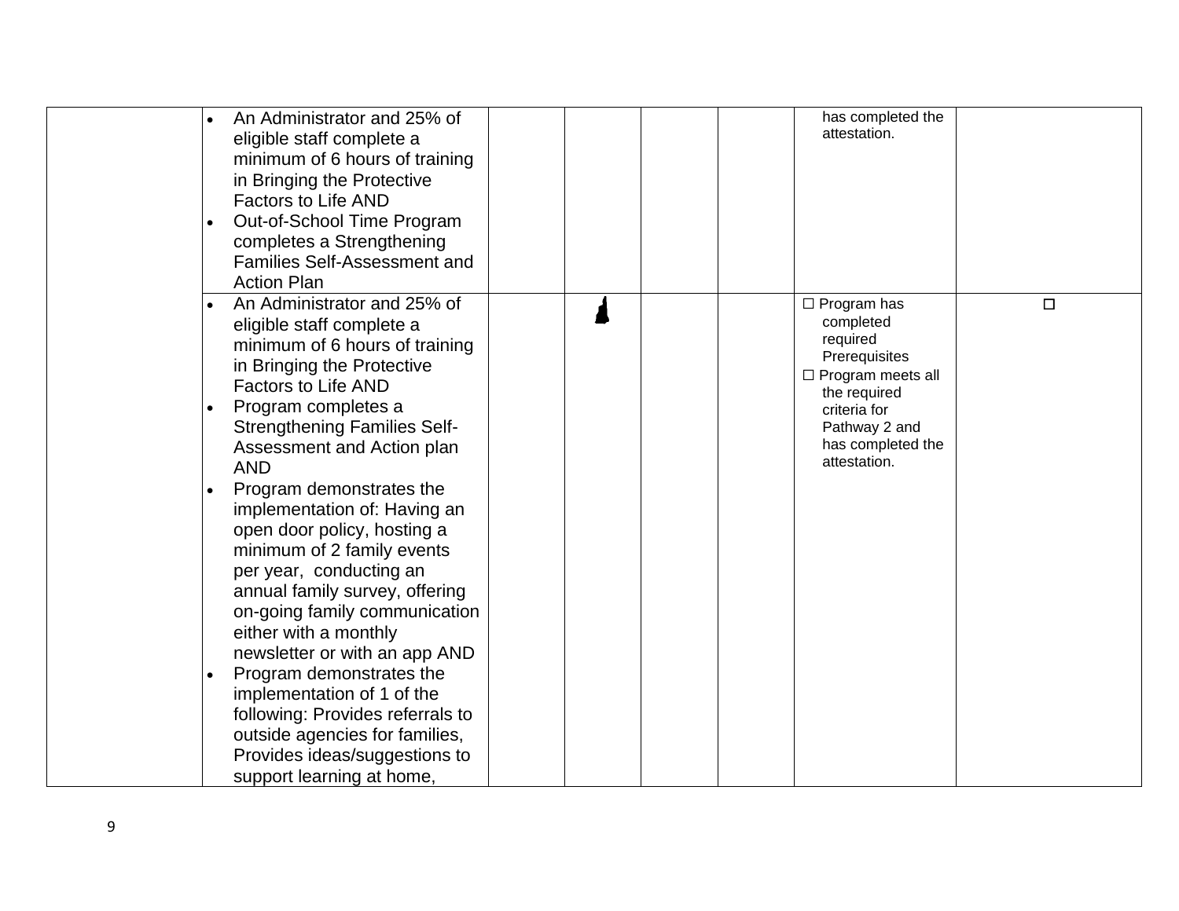| | | | | | | | |
|---|---|---|---|---|---|---|---|
| | • An Administrator and 25% of eligible staff complete a minimum of 6 hours of training in Bringing the Protective Factors to Life AND<br>• Out-of-School Time Program completes a Strengthening Families Self-Assessment and Action Plan | | | | | has completed the attestation. | |
| | • An Administrator and 25% of eligible staff complete a minimum of 6 hours of training in Bringing the Protective Factors to Life AND<br>• Program completes a Strengthening Families Self-Assessment and Action plan AND<br>• Program demonstrates the implementation of: Having an open door policy, hosting a minimum of 2 family events per year, conducting an annual family survey, offering on-going family communication either with a monthly newsletter or with an app AND<br>• Program demonstrates the implementation of 1 of the following: Provides referrals to outside agencies for families, Provides ideas/suggestions to support learning at home, | | | | | ☐ Program has completed required Prerequisites<br>☐ Program meets all the required criteria for Pathway 2 and has completed the attestation. | ☐ |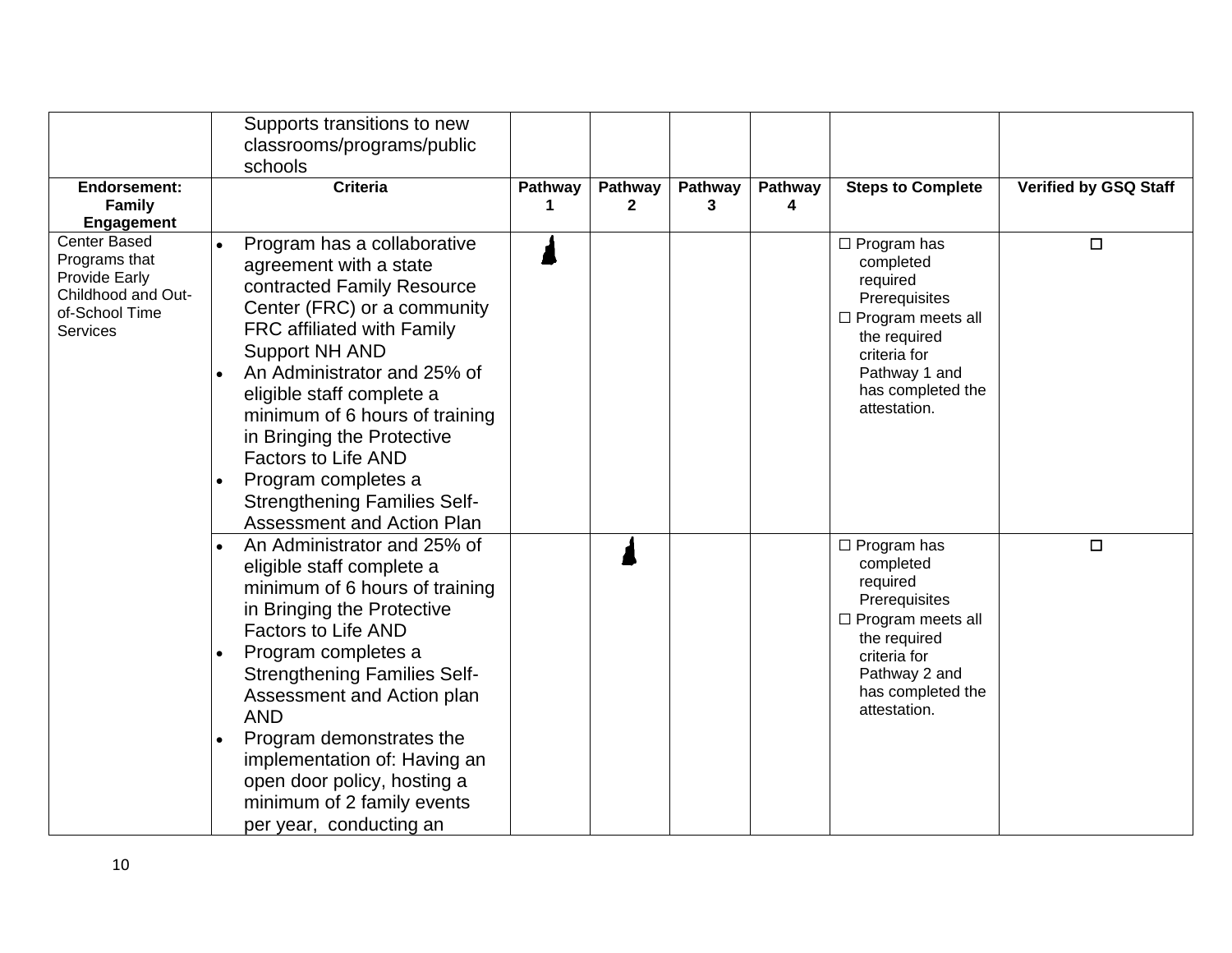| | Supports transitions to new classrooms/programs/public schools | | | | | | |
|---|---|---|---|---|---|---|---|
| **Endorsement: Family Engagement** | **Criteria** | **Pathway 1** | **Pathway 2** | **Pathway 3** | **Pathway 4** | **Steps to Complete** | **Verified by GSQ Staff** |
| Center Based Programs that Provide Early Childhood and Out-of-School Time Services | • Program has a collaborative agreement with a state contracted Family Resource Center (FRC) or a community FRC affiliated with Family Support NH AND<br>• An Administrator and 25% of eligible staff complete a minimum of 6 hours of training in Bringing the Protective Factors to Life AND<br>• Program completes a Strengthening Families Self-Assessment and Action Plan | ✓ | | | | ☐ Program has completed required Prerequisites<br>☐ Program meets all the required criteria for Pathway 1 and has completed the attestation. | ☐ |
| | • An Administrator and 25% of eligible staff complete a minimum of 6 hours of training in Bringing the Protective Factors to Life AND<br>• Program completes a Strengthening Families Self-Assessment and Action plan AND<br>• Program demonstrates the implementation of: Having an open door policy, hosting a minimum of 2 family events per year, conducting an | | ✓ | | | ☐ Program has completed required Prerequisites<br>☐ Program meets all the required criteria for Pathway 2 and has completed the attestation. | ☐ |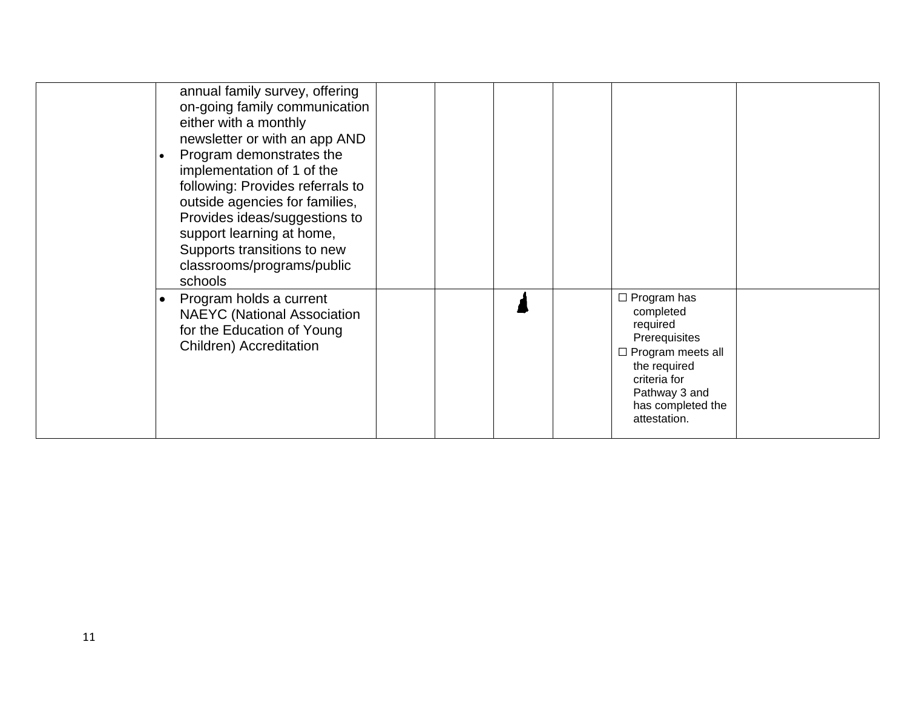| | | | | | | | |
|---|---|---|---|---|---|---|---|
| | annual family survey, offering on-going family communication either with a monthly newsletter or with an app AND<br>• Program demonstrates the implementation of 1 of the following: Provides referrals to outside agencies for families, Provides ideas/suggestions to support learning at home, Supports transitions to new classrooms/programs/public schools | | | | | | |
| | • Program holds a current NAEYC (National Association for the Education of Young Children) Accreditation | | | ▲ | | ☐ Program has completed required Prerequisites<br>☐ Program meets all the required criteria for Pathway 3 and has completed the attestation. | |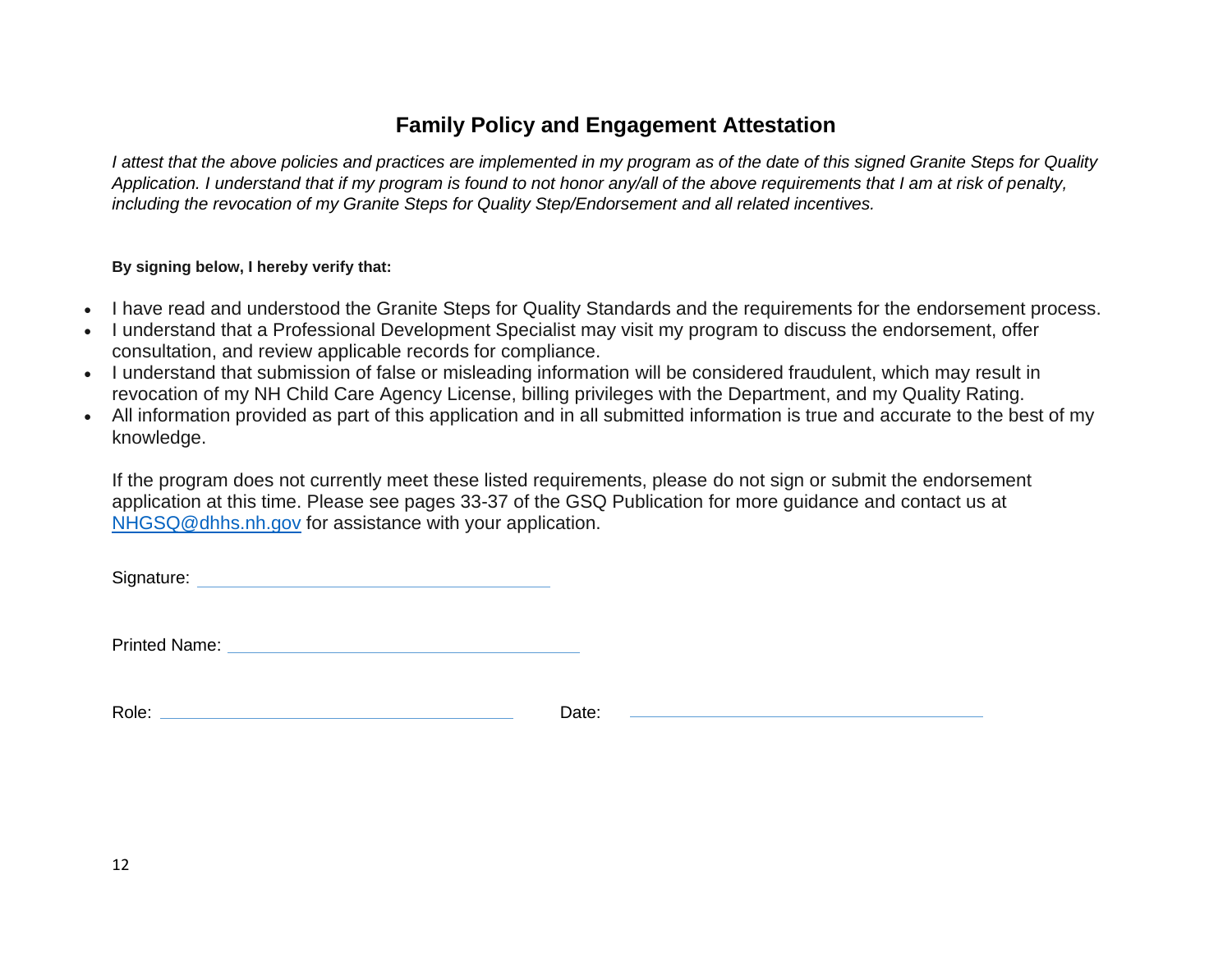## Family Policy and Engagement Attestation

*I attest that the above policies and practices are implemented in my program as of the date of this signed Granite Steps for Quality Application. I understand that if my program is found to not honor any/all of the above requirements that I am at risk of penalty, including the revocation of my Granite Steps for Quality Step/Endorsement and all related incentives.*

**By signing below, I hereby verify that:**

- I have read and understood the Granite Steps for Quality Standards and the requirements for the endorsement process.
- I understand that a Professional Development Specialist may visit my program to discuss the endorsement, offer consultation, and review applicable records for compliance.
- I understand that submission of false or misleading information will be considered fraudulent, which may result in revocation of my NH Child Care Agency License, billing privileges with the Department, and my Quality Rating.
- All information provided as part of this application and in all submitted information is true and accurate to the best of my knowledge.

If the program does not currently meet these listed requirements, please do not sign or submit the endorsement application at this time. Please see pages 33-37 of the GSQ Publication for more guidance and contact us at NHGSQ@dhhs.nh.gov for assistance with your application.

Signature: ______________________________

Printed Name: ______________________________

Role: ______________________________ Date: ______________________________